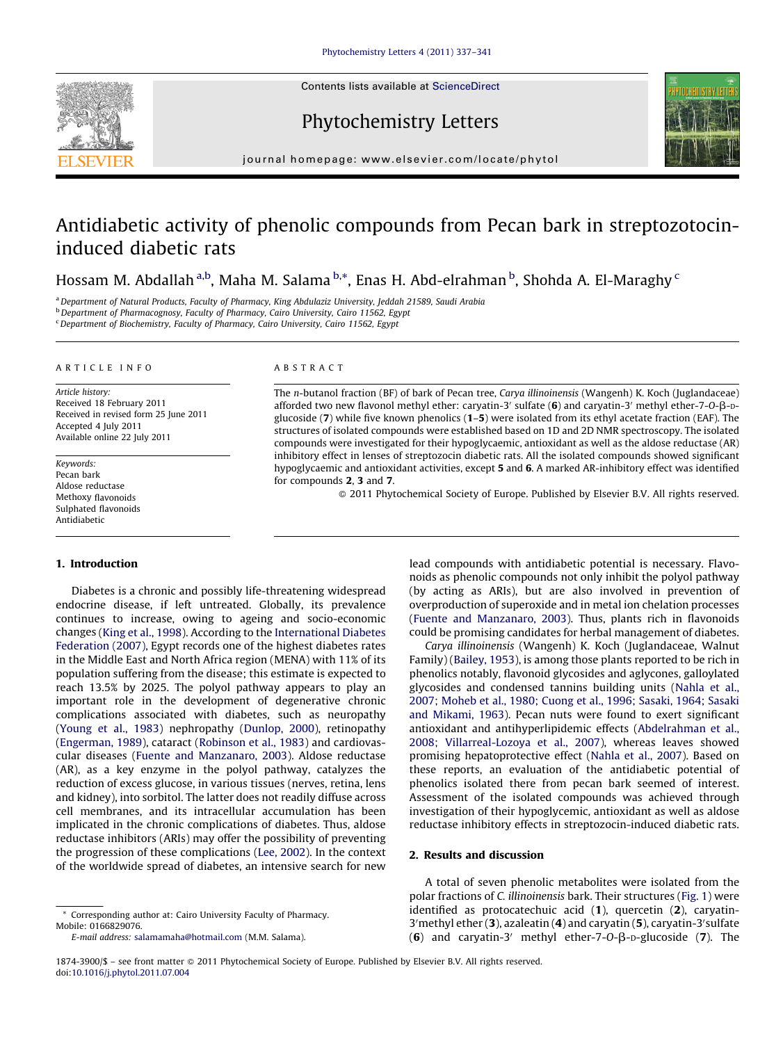# Antidiabetic activity of phenolic compounds from Pecan bark in streptozotocin-induced diabetic rats

Hossam M. Abdallah [a,b], Maha M. Salama [b,*], Enas H. Abd-elrahman [b], Shohda A. El-Maraghy [c]

[a] Department of Natural Products, Faculty of Pharmacy, King Abdulaziz University, Jeddah 21589, Saudi Arabia
[b] Department of Pharmacognosy, Faculty of Pharmacy, Cairo University, Cairo 11562, Egypt
[c] Department of Biochemistry, Faculty of Pharmacy, Cairo University, Cairo 11562, Egypt

## ARTICLE INFO

*Article history:*
Received 18 February 2011
Received in revised form 25 June 2011
Accepted 4 July 2011
Available online 22 July 2011

*Keywords:*
Pecan bark
Aldose reductase
Methoxy flavonoids
Sulphated flavonoids
Antidiabetic

## ABSTRACT

The *n*-butanol fraction (BF) of bark of Pecan tree, *Carya illinoinensis* (Wangenh) K. Koch (Juglandaceae) afforded two new flavonol methyl ether: caryatin-3′ sulfate (**6**) and caryatin-3′ methyl ether-7-*O*-β-D-glucoside (**7**) while five known phenolics (**1**–**5**) were isolated from its ethyl acetate fraction (EAF). The structures of isolated compounds were established based on 1D and 2D NMR spectroscopy. The isolated compounds were investigated for their hypoglycaemic, antioxidant as well as the aldose reductase (AR) inhibitory effect in lenses of streptozocin diabetic rats. All the isolated compounds showed significant hypoglycaemic and antioxidant activities, except **5** and **6**. A marked AR-inhibitory effect was identified for compounds **2**, **3** and **7**.

© 2011 Phytochemical Society of Europe. Published by Elsevier B.V. All rights reserved.

## 1. Introduction

Diabetes is a chronic and possibly life-threatening widespread endocrine disease, if left untreated. Globally, its prevalence continues to increase, owing to ageing and socio-economic changes (King et al., 1998). According to the International Diabetes Federation (2007), Egypt records one of the highest diabetes rates in the Middle East and North Africa region (MENA) with 11% of its population suffering from the disease; this estimate is expected to reach 13.5% by 2025. The polyol pathway appears to play an important role in the development of degenerative chronic complications associated with diabetes, such as neuropathy (Young et al., 1983) nephropathy (Dunlop, 2000), retinopathy (Engerman, 1989), cataract (Robinson et al., 1983) and cardiovascular diseases (Fuente and Manzanaro, 2003). Aldose reductase (AR), as a key enzyme in the polyol pathway, catalyzes the reduction of excess glucose, in various tissues (nerves, retina, lens and kidney), into sorbitol. The latter does not readily diffuse across cell membranes, and its intracellular accumulation has been implicated in the chronic complications of diabetes. Thus, aldose reductase inhibitors (ARIs) may offer the possibility of preventing the progression of these complications (Lee, 2002). In the context of the worldwide spread of diabetes, an intensive search for new lead compounds with antidiabetic potential is necessary. Flavonoids as phenolic compounds not only inhibit the polyol pathway (by acting as ARIs), but are also involved in prevention of overproduction of superoxide and in metal ion chelation processes (Fuente and Manzanaro, 2003). Thus, plants rich in flavonoids could be promising candidates for herbal management of diabetes.

*Carya illinoinensis* (Wangenh) K. Koch (Juglandaceae, Walnut Family) (Bailey, 1953), is among those plants reported to be rich in phenolics notably, flavonoid glycosides and aglycones, galloylated glycosides and condensed tannins building units (Nahla et al., 2007; Moheb et al., 1980; Cuong et al., 1996; Sasaki, 1964; Sasaki and Mikami, 1963). Pecan nuts were found to exert significant antioxidant and antihyperlipidemic effects (Abdelrahman et al., 2008; Villarreal-Lozoya et al., 2007), whereas leaves showed promising hepatoprotective effect (Nahla et al., 2007). Based on these reports, an evaluation of the antidiabetic potential of phenolics isolated there from pecan bark seemed of interest. Assessment of the isolated compounds was achieved through investigation of their hypoglycemic, antioxidant as well as aldose reductase inhibitory effects in streptozocin-induced diabetic rats.

## 2. Results and discussion

A total of seven phenolic metabolites were isolated from the polar fractions of *C. illinoinensis* bark. Their structures (Fig. 1) were identified as protocatechuic acid (**1**), quercetin (**2**), caryatin-3′methyl ether (**3**), azaleatin (**4**) and caryatin (**5**), caryatin-3′sulfate (**6**) and caryatin-3′ methyl ether-7-*O*-β-D-glucoside (**7**). The

* Corresponding author at: Cairo University Faculty of Pharmacy. Mobile: 0166829076.
*E-mail address:* salamamaha@hotmail.com (M.M. Salama).

1874-3900/$ – see front matter © 2011 Phytochemical Society of Europe. Published by Elsevier B.V. All rights reserved.
doi:10.1016/j.phytol.2011.07.004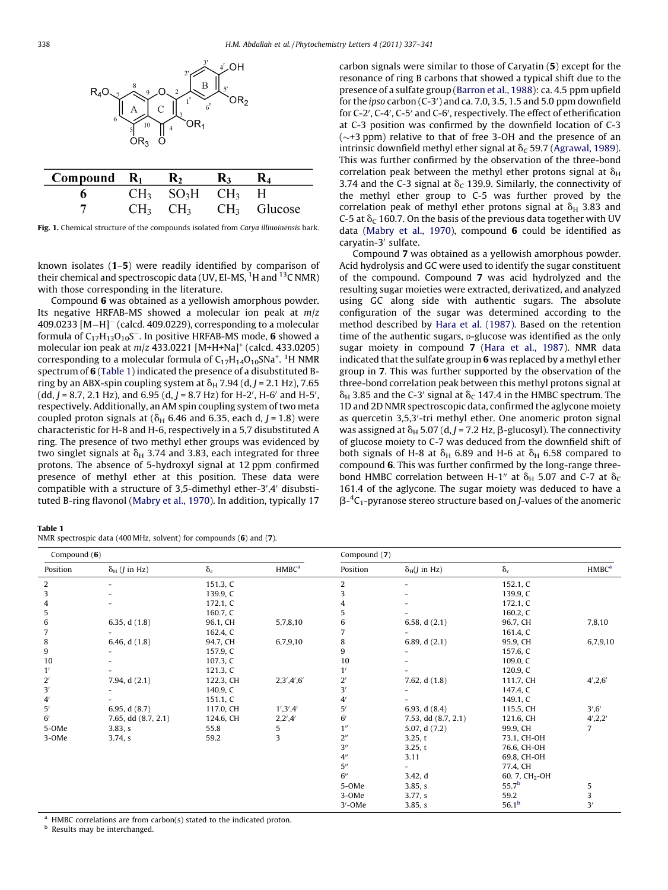| Compound | $R_1$ | $R_2$ | $R_3$ | $R_4$ |
|---|---|---|---|---|
| 6 | $CH_3$ | $SO_3H$ | $CH_3$ | H |
| 7 | $CH_3$ | $CH_3$ | $CH_3$ | Glucose |

**Fig. 1.** Chemical structure of the compounds isolated from *Carya illinoinensis* bark.

known isolates (**1–5**) were readily identified by comparison of their chemical and spectroscopic data (UV, EI-MS, $^1$H and $^{13}$C NMR) with those corresponding in the literature.

Compound **6** was obtained as a yellowish amorphous powder. Its negative HRFAB-MS showed a molecular ion peak at *m/z* 409.0233 $[M-H]^-$ (calcd. 409.0229), corresponding to a molecular formula of $C_{17}H_{13}O_{10}S^-$. In positive HRFAB-MS mode, **6** showed a molecular ion peak at *m/z* 433.0221 $[M+H+Na]^+$ (calcd. 433.0205) corresponding to a molecular formula of $C_{17}H_{14}O_{10}SNa^+$. $^1$H NMR spectrum of **6** (Table 1) indicated the presence of a disubstituted B-ring by an ABX-spin coupling system at $\delta_H$ 7.94 (d, *J* = 2.1 Hz), 7.65 (dd, *J* = 8.7, 2.1 Hz), and 6.95 (d, *J* = 8.7 Hz) for H-2′, H-6′ and H-5′, respectively. Additionally, an AM spin coupling system of two meta coupled proton signals at ($\delta_H$ 6.46 and 6.35, each d, *J* = 1.8) were characteristic for H-8 and H-6, respectively in a 5,7 disubstituted A ring. The presence of two methyl ether groups was evidenced by two singlet signals at $\delta_H$ 3.74 and 3.83, each integrated for three protons. The absence of 5-hydroxyl signal at 12 ppm confirmed presence of methyl ether at this position. These data were compatible with a structure of 3,5-dimethyl ether-3′,4′ disubstituted B-ring flavonol (Mabry et al., 1970). In addition, typically 17 carbon signals were similar to those of Caryatin (**5**) except for the resonance of ring B carbons that showed a typical shift due to the presence of a sulfate group (Barron et al., 1988): ca. 4.5 ppm upfield for the *ipso* carbon (C-3′) and ca. 7.0, 3.5, 1.5 and 5.0 ppm downfield for C-2′, C-4′, C-5′ and C-6′, respectively. The effect of etherification at C-3 position was confirmed by the downfield location of C-3 (∼+3 ppm) relative to that of free 3-OH and the presence of an intrinsic downfield methyl ether signal at $\delta_C$ 59.7 (Agrawal, 1989). This was further confirmed by the observation of the three-bond correlation peak between the methyl ether protons signal at $\delta_H$ 3.74 and the C-3 signal at $\delta_C$ 139.9. Similarly, the connectivity of the methyl ether group to C-5 was further proved by the correlation peak of methyl ether protons signal at $\delta_H$ 3.83 and C-5 at $\delta_C$ 160.7. On the basis of the previous data together with UV data (Mabry et al., 1970), compound **6** could be identified as caryatin-3′ sulfate.

Compound **7** was obtained as a yellowish amorphous powder. Acid hydrolysis and GC were used to identify the sugar constituent of the compound. Compound **7** was acid hydrolyzed and the resulting sugar moieties were extracted, derivatized, and analyzed using GC along side with authentic sugars. The absolute configuration of the sugar was determined according to the method described by Hara et al. (1987). Based on the retention time of the authentic sugars, D-glucose was identified as the only sugar moiety in compound **7** (Hara et al., 1987). NMR data indicated that the sulfate group in **6** was replaced by a methyl ether group in **7**. This was further supported by the observation of the three-bond correlation peak between this methyl protons signal at $\delta_H$ 3.85 and the C-3′ signal at $\delta_C$ 147.4 in the HMBC spectrum. The 1D and 2D NMR spectroscopic data, confirmed the aglycone moiety as quercetin 3,5,3′-tri methyl ether. One anomeric proton signal was assigned at $\delta_H$ 5.07 (d, *J* = 7.2 Hz, β-glucosyl). The connectivity of glucose moiety to C-7 was deduced from the downfield shift of both signals of H-8 at $\delta_H$ 6.89 and H-6 at $\delta_H$ 6.58 compared to compound **6**. This was further confirmed by the long-range three-bond HMBC correlation between H-1″ at $\delta_H$ 5.07 and C-7 at $\delta_C$ 161.4 of the aglycone. The sugar moiety was deduced to have a β-$^4C_1$-pyranose stereo structure based on *J*-values of the anomeric

**Table 1**
NMR spectrospic data (400 MHz, solvent) for compounds (**6**) and (**7**).

| Compound (6) | | | | Compound (7) | | | |
|---|---|---|---|---|---|---|---|
| Position | $\delta_H$ (*J* in Hz) | $\delta_c$ | HMBC[a] | Position | $\delta_H$(*J* in Hz) | $\delta_c$ | HMBC[a] |
| 2 | - | 151.3, C | | 2 | - | 152.1, C | |
| 3 | - | 139.9, C | | 3 | - | 139.9, C | |
| 4 | - | 172.1, C | | 4 | - | 172.1, C | |
| 5 | | 160.7, C | | 5 | - | 160.2, C | |
| 6 | 6.35, d (1.8) | 96.1, CH | 5,7,8,10 | 6 | 6.58, d (2.1) | 96.7, CH | 7,8,10 |
| 7 | - | 162.4, C | | 7 | - | 161.4, C | |
| 8 | 6.46, d (1.8) | 94.7, CH | 6,7,9,10 | 8 | 6.89, d (2.1) | 95.9, CH | 6,7,9,10 |
| 9 | - | 157.9, C | | 9 | - | 157.6, C | |
| 10 | - | 107.3, C | | 10 | - | 109.0, C | |
| 1′ | - | 121.3, C | | 1′ | - | 120.9, C | |
| 2′ | 7.94, d (2.1) | 122.3, CH | 2,3′,4′,6′ | 2′ | 7.62, d (1.8) | 111.7, CH | 4′,2,6′ |
| 3′ | - | 140.9, C | | 3′ | - | 147.4, C | |
| 4′ | - | 151.1, C | | 4′ | - | 149.1, C | |
| 5′ | 6.95, d (8.7) | 117.0, CH | 1′,3′,4′ | 5′ | 6.93, d (8.4) | 115.5, CH | 3′,6′ |
| 6′ | 7.65, dd (8.7, 2.1) | 124.6, CH | 2,2′,4′ | 6′ | 7.53, dd (8.7, 2.1) | 121.6, CH | 4′,2,2′ |
| 5-OMe | 3.83, s | 55.8 | 5 | 1″ | 5.07, d (7.2) | 99.9, CH | 7 |
| 3-OMe | 3.74, s | 59.2 | 3 | 2″ | 3.25, t | 73.1, CH-OH | |
| | | | | 3″ | 3.25, t | 76.6, CH-OH | |
| | | | | 4″ | 3.11 | 69.8, CH-OH | |
| | | | | 5″ | - | 77.4, CH | |
| | | | | 6″ | 3.42, d | 60. 7, $CH_2$-OH | |
| | | | | 5-OMe | 3.85, s | 55.7[b] | 5 |
| | | | | 3-OMe | 3.77, s | 59.2 | 3 |
| | | | | 3′-OMe | 3.85, s | 56.1[b] | 3′ |

[a] HMBC correlations are from carbon(s) stated to the indicated proton.
[b] Results may be interchanged.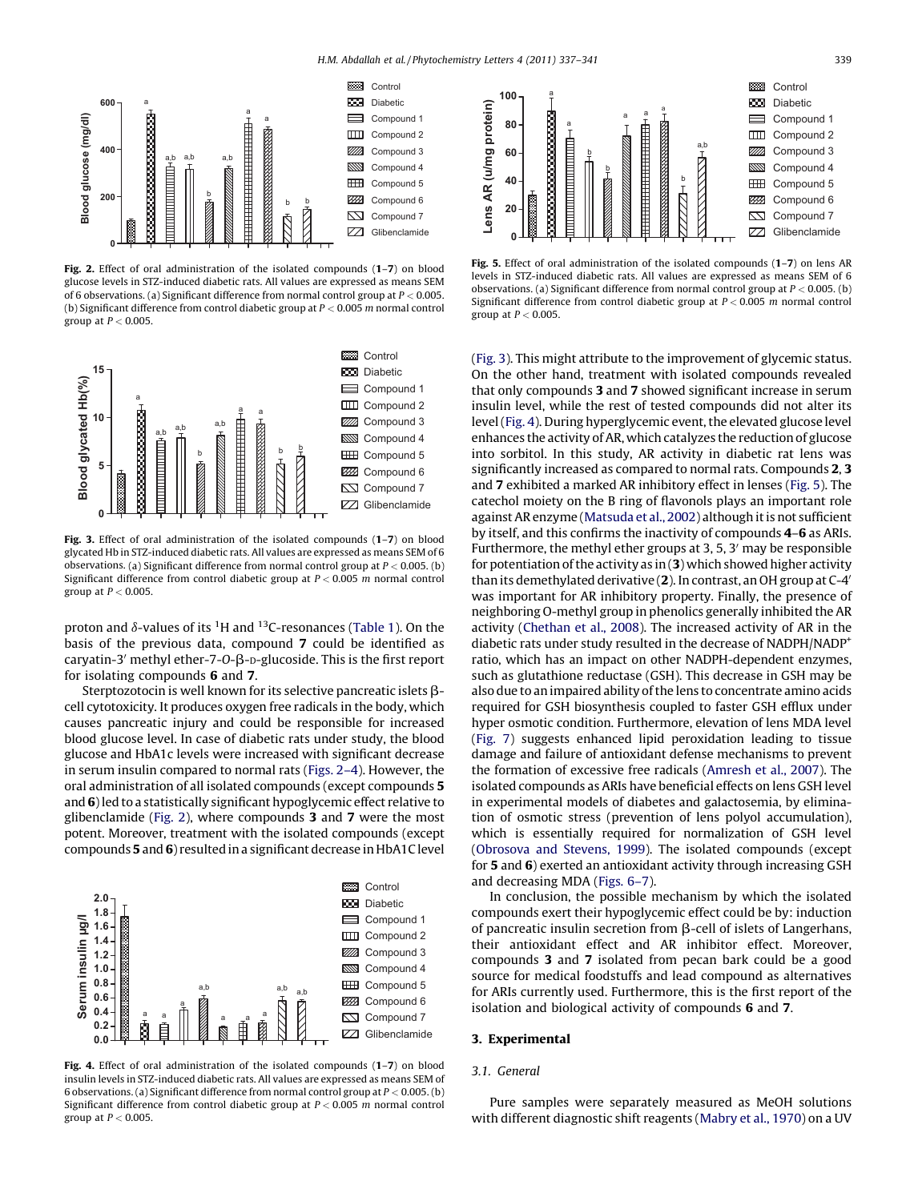Fig. 2. Effect of oral administration of the isolated compounds (**1**–**7**) on blood glucose levels in STZ-induced diabetic rats. All values are expressed as means SEM of 6 observations. (a) Significant difference from normal control group at $P < 0.005$. (b) Significant difference from control diabetic group at $P < 0.005$ *m* normal control group at $P < 0.005$.

Fig. 3. Effect of oral administration of the isolated compounds (**1**–**7**) on blood glycated Hb in STZ-induced diabetic rats. All values are expressed as means SEM of 6 observations. (a) Significant difference from normal control group at $P < 0.005$. (b) Significant difference from control diabetic group at $P < 0.005$ *m* normal control group at $P < 0.005$.

proton and δ-values of its $^{1}$H and $^{13}$C-resonances (Table 1). On the basis of the previous data, compound **7** could be identified as caryatin-3′ methyl ether-7-*O*-β-D-glucoside. This is the first report for isolating compounds **6** and **7**.

Sterptozotocin is well known for its selective pancreatic islets β-cell cytotoxicity. It produces oxygen free radicals in the body, which causes pancreatic injury and could be responsible for increased blood glucose level. In case of diabetic rats under study, the blood glucose and HbA1c levels were increased with significant decrease in serum insulin compared to normal rats (Figs. 2–4). However, the oral administration of all isolated compounds (except compounds **5** and **6**) led to a statistically significant hypoglycemic effect relative to glibenclamide (Fig. 2), where compounds **3** and **7** were the most potent. Moreover, treatment with the isolated compounds (except compounds **5** and **6**) resulted in a significant decrease in HbA1C level

Fig. 4. Effect of oral administration of the isolated compounds (**1**–**7**) on blood insulin levels in STZ-induced diabetic rats. All values are expressed as means SEM of 6 observations. (a) Significant difference from normal control group at $P < 0.005$. (b) Significant difference from control diabetic group at $P < 0.005$ *m* normal control group at $P < 0.005$.

Fig. 5. Effect of oral administration of the isolated compounds (**1**–**7**) on lens AR levels in STZ-induced diabetic rats. All values are expressed as means SEM of 6 observations. (a) Significant difference from normal control group at $P < 0.005$. (b) Significant difference from control diabetic group at $P < 0.005$ *m* normal control group at $P < 0.005$.

(Fig. 3). This might attribute to the improvement of glycemic status. On the other hand, treatment with isolated compounds revealed that only compounds **3** and **7** showed significant increase in serum insulin level, while the rest of tested compounds did not alter its level (Fig. 4). During hyperglycemic event, the elevated glucose level enhances the activity of AR, which catalyzes the reduction of glucose into sorbitol. In this study, AR activity in diabetic rat lens was significantly increased as compared to normal rats. Compounds **2**, **3** and **7** exhibited a marked AR inhibitory effect in lenses (Fig. 5). The catechol moiety on the B ring of flavonols plays an important role against AR enzyme (Matsuda et al., 2002) although it is not sufficient by itself, and this confirms the inactivity of compounds **4**–**6** as ARIs. Furthermore, the methyl ether groups at 3, 5, 3′ may be responsible for potentiation of the activity as in (**3**) which showed higher activity than its demethylated derivative (**2**). In contrast, an OH group at C-4′ was important for AR inhibitory property. Finally, the presence of neighboring O-methyl group in phenolics generally inhibited the AR activity (Chethan et al., 2008). The increased activity of AR in the diabetic rats under study resulted in the decrease of NADPH/NADP$^{+}$ ratio, which has an impact on other NADPH-dependent enzymes, such as glutathione reductase (GSH). This decrease in GSH may be also due to an impaired ability of the lens to concentrate amino acids required for GSH biosynthesis coupled to faster GSH efflux under hyper osmotic condition. Furthermore, elevation of lens MDA level (Fig. 7) suggests enhanced lipid peroxidation leading to tissue damage and failure of antioxidant defense mechanisms to prevent the formation of excessive free radicals (Amresh et al., 2007). The isolated compounds as ARIs have beneficial effects on lens GSH level in experimental models of diabetes and galactosemia, by elimination of osmotic stress (prevention of lens polyol accumulation), which is essentially required for normalization of GSH level (Obrosova and Stevens, 1999). The isolated compounds (except for **5** and **6**) exerted an antioxidant activity through increasing GSH and decreasing MDA (Figs. 6–7).

In conclusion, the possible mechanism by which the isolated compounds exert their hypoglycemic effect could be by: induction of pancreatic insulin secretion from β-cell of islets of Langerhans, their antioxidant effect and AR inhibitor effect. Moreover, compounds **3** and **7** isolated from pecan bark could be a good source for medical foodstuffs and lead compound as alternatives for ARIs currently used. Furthermore, this is the first report of the isolation and biological activity of compounds **6** and **7**.

## 3. Experimental

### 3.1. General

Pure samples were separately measured as MeOH solutions with different diagnostic shift reagents (Mabry et al., 1970) on a UV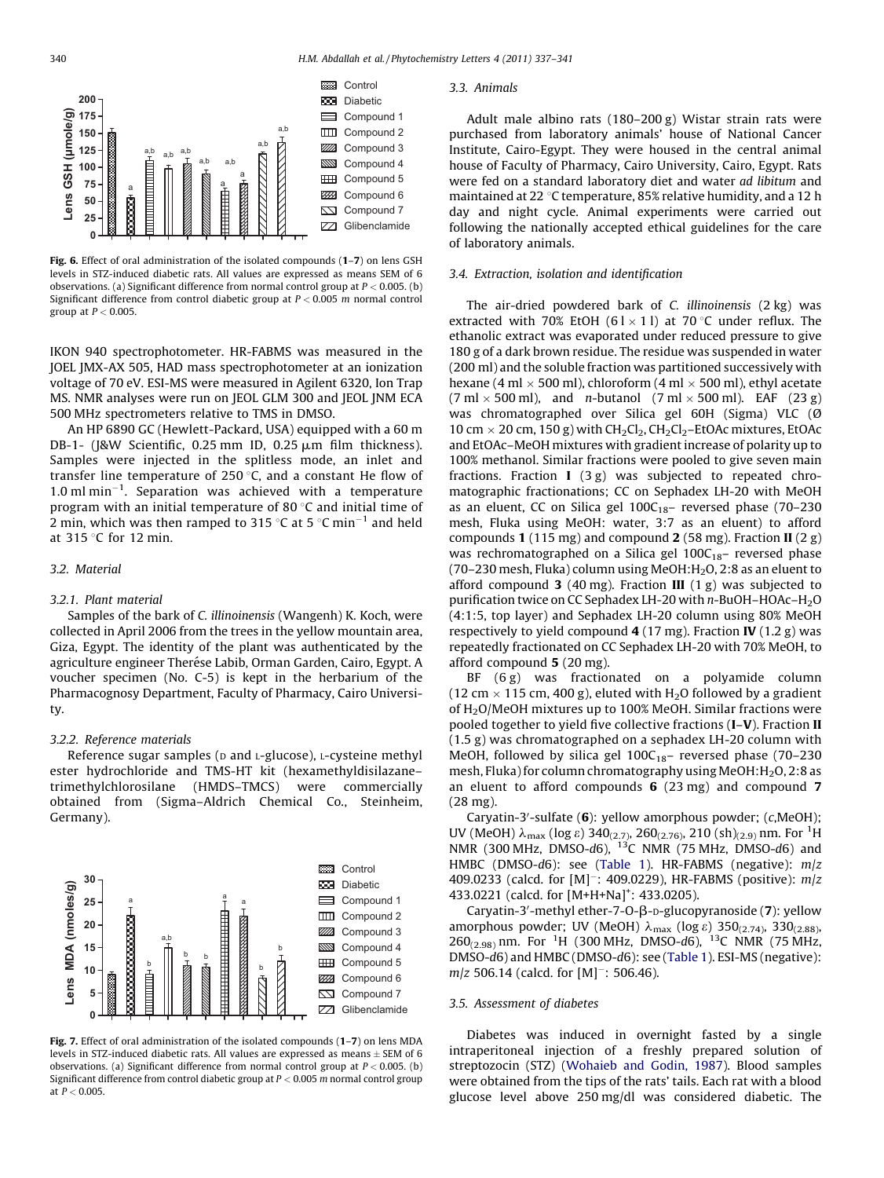Fig. 6. Effect of oral administration of the isolated compounds (**1**–**7**) on lens GSH levels in STZ-induced diabetic rats. All values are expressed as means SEM of 6 observations. (a) Significant difference from normal control group at $P < 0.005$. (b) Significant difference from control diabetic group at $P < 0.005$ *m* normal control group at $P < 0.005$.

IKON 940 spectrophotometer. HR-FABMS was measured in the JOEL JMX-AX 505, HAD mass spectrophotometer at an ionization voltage of 70 eV. ESI-MS were measured in Agilent 6320, Ion Trap MS. NMR analyses were run on JEOL GLM 300 and JEOL JNM ECA 500 MHz spectrometers relative to TMS in DMSO.

An HP 6890 GC (Hewlett-Packard, USA) equipped with a 60 m DB-1- (J&W Scientific, 0.25 mm ID, 0.25 μm film thickness). Samples were injected in the splitless mode, an inlet and transfer line temperature of 250 °C, and a constant He flow of 1.0 ml $min^{-1}$. Separation was achieved with a temperature program with an initial temperature of 80 °C and initial time of 2 min, which was then ramped to 315 °C at 5 °C $min^{-1}$ and held at 315 °C for 12 min.

### 3.2. Material

#### 3.2.1. Plant material

Samples of the bark of *C. illinoinensis* (Wangenh) K. Koch, were collected in April 2006 from the trees in the yellow mountain area, Giza, Egypt. The identity of the plant was authenticated by the agriculture engineer Therése Labib, Orman Garden, Cairo, Egypt. A voucher specimen (No. C-5) is kept in the herbarium of the Pharmacognosy Department, Faculty of Pharmacy, Cairo University.

#### 3.2.2. Reference materials

Reference sugar samples (D and L-glucose), L-cysteine methyl ester hydrochloride and TMS-HT kit (hexamethyldisilazane–trimethylchlorosilane (HMDS–TMCS) were commercially obtained from (Sigma–Aldrich Chemical Co., Steinheim, Germany).

Fig. 7. Effect of oral administration of the isolated compounds (**1**–**7**) on lens MDA levels in STZ-induced diabetic rats. All values are expressed as means ± SEM of 6 observations. (a) Significant difference from normal control group at $P < 0.005$. (b) Significant difference from control diabetic group at $P < 0.005$ *m* normal control group at $P < 0.005$.

### 3.3. Animals

Adult male albino rats (180–200 g) Wistar strain rats were purchased from laboratory animals' house of National Cancer Institute, Cairo-Egypt. They were housed in the central animal house of Faculty of Pharmacy, Cairo University, Cairo, Egypt. Rats were fed on a standard laboratory diet and water *ad libitum* and maintained at 22 °C temperature, 85% relative humidity, and a 12 h day and night cycle. Animal experiments were carried out following the nationally accepted ethical guidelines for the care of laboratory animals.

### 3.4. Extraction, isolation and identification

The air-dried powdered bark of *C. illinoinensis* (2 kg) was extracted with 70% EtOH (6 l × 1 l) at 70 °C under reflux. The ethanolic extract was evaporated under reduced pressure to give 180 g of a dark brown residue. The residue was suspended in water (200 ml) and the soluble fraction was partitioned successively with hexane (4 ml × 500 ml), chloroform (4 ml × 500 ml), ethyl acetate (7 ml × 500 ml), and *n*-butanol (7 ml × 500 ml). EAF (23 g) was chromatographed over Silica gel 60H (Sigma) VLC (Ø 10 cm × 20 cm, 150 g) with $CH_2Cl_2$, $CH_2Cl_2$–EtOAc mixtures, EtOAc and EtOAc–MeOH mixtures with gradient increase of polarity up to 100% methanol. Similar fractions were pooled to give seven main fractions. Fraction **I** (3 g) was subjected to repeated chromatographic fractionations; CC on Sephadex LH-20 with MeOH as an eluent, CC on Silica gel 100$C_{18}$– reversed phase (70–230 mesh, Fluka using MeOH: water, 3:7 as an eluent) to afford compounds **1** (115 mg) and compound **2** (58 mg). Fraction **II** (2 g) was rechromatographed on a Silica gel 100$C_{18}$– reversed phase (70–230 mesh, Fluka) column using MeOH:$H_2O$, 2:8 as an eluent to afford compound **3** (40 mg). Fraction **III** (1 g) was subjected to purification twice on CC Sephadex LH-20 with *n*-BuOH–HOAc–$H_2O$ (4:1:5, top layer) and Sephadex LH-20 column using 80% MeOH respectively to yield compound **4** (17 mg). Fraction **IV** (1.2 g) was repeatedly fractionated on CC Sephadex LH-20 with 70% MeOH, to afford compound **5** (20 mg).

BF (6 g) was fractionated on a polyamide column (12 cm × 115 cm, 400 g), eluted with $H_2O$ followed by a gradient of $H_2O$/MeOH mixtures up to 100% MeOH. Similar fractions were pooled together to yield five collective fractions (**I**–**V**). Fraction **II** (1.5 g) was chromatographed on a sephadex LH-20 column with MeOH, followed by silica gel 100$C_{18}$– reversed phase (70–230 mesh, Fluka) for column chromatography using MeOH:$H_2O$, 2:8 as an eluent to afford compounds **6** (23 mg) and compound **7** (28 mg).

Caryatin-3′-sulfate (**6**): yellow amorphous powder; (*c*,MeOH); UV (MeOH) $\lambda_{max}$ (log ε) $340_{(2.7)}$, $260_{(2.76)}$, 210 $(sh)_{(2.9)}$ nm. For $^1H$ NMR (300 MHz, DMSO-*d*6), $^{13}C$ NMR (75 MHz, DMSO-*d*6) and HMBC (DMSO-*d*6): see (Table 1). HR-FABMS (negative): *m*/*z* 409.0233 (calcd. for $[M]^-$: 409.0229), HR-FABMS (positive): *m*/*z* 433.0221 (calcd. for $[M+H+Na]^+$: 433.0205).

Caryatin-3′-methyl ether-7-O-β-D-glucopyranoside (**7**): yellow amorphous powder; UV (MeOH) $\lambda_{max}$ (log ε) $350_{(2.74)}$, $330_{(2.88)}$, $260_{(2.98)}$ nm. For $^1H$ (300 MHz, DMSO-*d*6), $^{13}C$ NMR (75 MHz, DMSO-*d*6) and HMBC (DMSO-*d*6): see (Table 1). ESI-MS (negative): *m*/*z* 506.14 (calcd. for $[M]^-$: 506.46).

### 3.5. Assessment of diabetes

Diabetes was induced in overnight fasted by a single intraperitoneal injection of a freshly prepared solution of streptozocin (STZ) (Wohaieb and Godin, 1987). Blood samples were obtained from the tips of the rats' tails. Each rat with a blood glucose level above 250 mg/dl was considered diabetic. The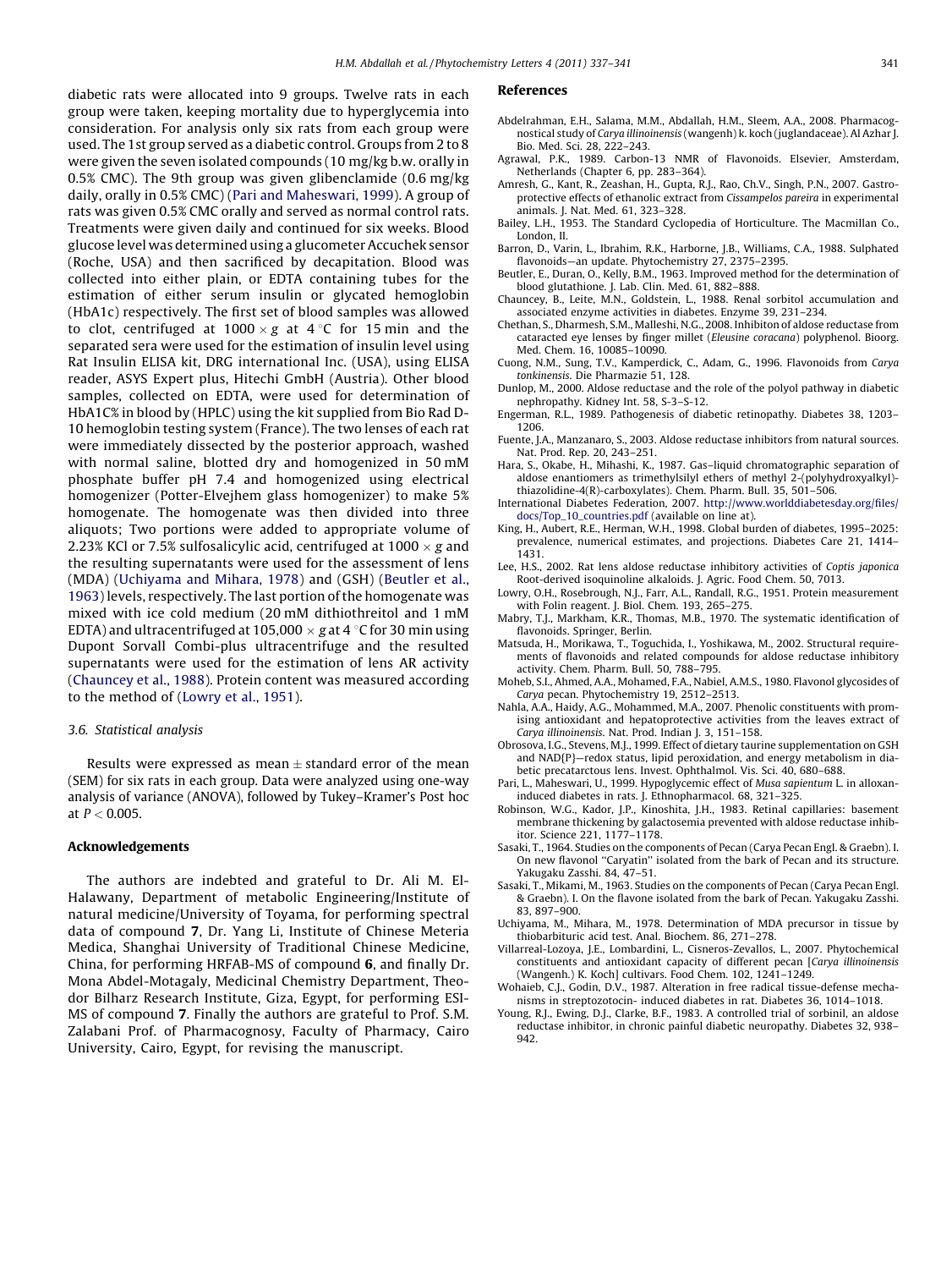diabetic rats were allocated into 9 groups. Twelve rats in each group were taken, keeping mortality due to hyperglycemia into consideration. For analysis only six rats from each group were used. The 1st group served as a diabetic control. Groups from 2 to 8 were given the seven isolated compounds (10 mg/kg b.w. orally in 0.5% CMC). The 9th group was given glibenclamide (0.6 mg/kg daily, orally in 0.5% CMC) (Pari and Maheswari, 1999). A group of rats was given 0.5% CMC orally and served as normal control rats. Treatments were given daily and continued for six weeks. Blood glucose level was determined using a glucometer Accuchek sensor (Roche, USA) and then sacrificed by decapitation. Blood was collected into either plain, or EDTA containing tubes for the estimation of either serum insulin or glycated hemoglobin (HbA1c) respectively. The first set of blood samples was allowed to clot, centrifuged at $1000 \times g$ at 4 °C for 15 min and the separated sera were used for the estimation of insulin level using Rat Insulin ELISA kit, DRG international Inc. (USA), using ELISA reader, ASYS Expert plus, Hitechi GmbH (Austria). Other blood samples, collected on EDTA, were used for determination of HbA1C% in blood by (HPLC) using the kit supplied from Bio Rad D-10 hemoglobin testing system (France). The two lenses of each rat were immediately dissected by the posterior approach, washed with normal saline, blotted dry and homogenized in 50 mM phosphate buffer pH 7.4 and homogenized using electrical homogenizer (Potter-Elvejhem glass homogenizer) to make 5% homogenate. The homogenate was then divided into three aliquots; Two portions were added to appropriate volume of 2.23% KCl or 7.5% sulfosalicylic acid, centrifuged at $1000 \times g$ and the resulting supernatants were used for the assessment of lens (MDA) (Uchiyama and Mihara, 1978) and (GSH) (Beutler et al., 1963) levels, respectively. The last portion of the homogenate was mixed with ice cold medium (20 mM dithiothreitol and 1 mM EDTA) and ultracentrifuged at $105{,}000 \times g$ at 4 °C for 30 min using Dupont Sorvall Combi-plus ultracentrifuge and the resulted supernatants were used for the estimation of lens AR activity (Chauncey et al., 1988). Protein content was measured according to the method of (Lowry et al., 1951).

### 3.6. Statistical analysis

Results were expressed as mean ± standard error of the mean (SEM) for six rats in each group. Data were analyzed using one-way analysis of variance (ANOVA), followed by Tukey–Kramer's Post hoc at $P < 0.005$.

## Acknowledgements

The authors are indebted and grateful to Dr. Ali M. El-Halawany, Department of metabolic Engineering/Institute of natural medicine/University of Toyama, for performing spectral data of compound **7**, Dr. Yang Li, Institute of Chinese Meteria Medica, Shanghai University of Traditional Chinese Medicine, China, for performing HRFAB-MS of compound **6**, and finally Dr. Mona Abdel-Motagaly, Medicinal Chemistry Department, Theodor Bilharz Research Institute, Giza, Egypt, for performing ESI-MS of compound **7**. Finally the authors are grateful to Prof. S.M. Zalabani Prof. of Pharmacognosy, Faculty of Pharmacy, Cairo University, Cairo, Egypt, for revising the manuscript.

## References

Abdelrahman, E.H., Salama, M.M., Abdallah, H.M., Sleem, A.A., 2008. Pharmacognostical study of *Carya illinoinensis* (wangenh) k. koch (juglandaceae). Al Azhar J. Bio. Med. Sci. 28, 222–243.

Agrawal, P.K., 1989. Carbon-13 NMR of Flavonoids. Elsevier, Amsterdam, Netherlands (Chapter 6, pp. 283–364).

Amresh, G., Kant, R., Zeashan, H., Gupta, R.J., Rao, Ch.V., Singh, P.N., 2007. Gastroprotective effects of ethanolic extract from *Cissampelos pareira* in experimental animals. J. Nat. Med. 61, 323–328.

Bailey, L.H., 1953. The Standard Cyclopedia of Horticulture. The Macmillan Co., London, II.

Barron, D., Varin, L., Ibrahim, R.K., Harborne, J.B., Williams, C.A., 1988. Sulphated flavonoids—an update. Phytochemistry 27, 2375–2395.

Beutler, E., Duran, O., Kelly, B.M., 1963. Improved method for the determination of blood glutathione. J. Lab. Clin. Med. 61, 882–888.

Chauncey, B., Leite, M.N., Goldstein, L., 1988. Renal sorbitol accumulation and associated enzyme activities in diabetes. Enzyme 39, 231–234.

Chethan, S., Dharmesh, S.M., Malleshi, N.G., 2008. Inhibiton of aldose reductase from cataracted eye lenses by finger millet (*Eleusine coracana*) polyphenol. Bioorg. Med. Chem. 16, 10085–10090.

Cuong, N.M., Sung, T.V., Kamperdick, C., Adam, G., 1996. Flavonoids from *Carya tonkinensis*. Die Pharmazie 51, 128.

Dunlop, M., 2000. Aldose reductase and the role of the polyol pathway in diabetic nephropathy. Kidney Int. 58, S-3–S-12.

Engerman, R.L., 1989. Pathogenesis of diabetic retinopathy. Diabetes 38, 1203–1206.

Fuente, J.A., Manzanaro, S., 2003. Aldose reductase inhibitors from natural sources. Nat. Prod. Rep. 20, 243–251.

Hara, S., Okabe, H., Mihashi, K., 1987. Gas–liquid chromatographic separation of aldose enantiomers as trimethylsilyl ethers of methyl 2-(polyhydroxyalkyl)-thiazolidine-4(R)-carboxylates). Chem. Pharm. Bull. 35, 501–506.

International Diabetes Federation, 2007. http://www.worlddiabetesday.org/files/docs/Top_10_countries.pdf (available on line at).

King, H., Aubert, R.E., Herman, W.H., 1998. Global burden of diabetes, 1995–2025: prevalence, numerical estimates, and projections. Diabetes Care 21, 1414–1431.

Lee, H.S., 2002. Rat lens aldose reductase inhibitory activities of *Coptis japonica* Root-derived isoquinoline alkaloids. J. Agric. Food Chem. 50, 7013.

Lowry, O.H., Rosebrough, N.J., Farr, A.L., Randall, R.G., 1951. Protein measurement with Folin reagent. J. Biol. Chem. 193, 265–275.

Mabry, T.J., Markham, K.R., Thomas, M.B., 1970. The systematic identification of flavonoids. Springer, Berlin.

Matsuda, H., Morikawa, T., Toguchida, I., Yoshikawa, M., 2002. Structural requirements of flavonoids and related compounds for aldose reductase inhibitory activity. Chem. Pharm. Bull. 50, 788–795.

Moheb, S.I., Ahmed, A.A., Mohamed, F.A., Nabiel, A.M.S., 1980. Flavonol glycosides of *Carya* pecan. Phytochemistry 19, 2512–2513.

Nahla, A.A., Haidy, A.G., Mohammed, M.A., 2007. Phenolic constituents with promising antioxidant and hepatoprotective activities from the leaves extract of *Carya illinoinensis*. Nat. Prod. Indian J. 3, 151–158.

Obrosova, I.G., Stevens, M.J., 1999. Effect of dietary taurine supplementation on GSH and NAD(P)—redox status, lipid peroxidation, and energy metabolism in diabetic precatarctous lens. Invest. Ophthalmol. Vis. Sci. 40, 680–688.

Pari, L., Maheswari, U., 1999. Hypoglycemic effect of *Musa sapientum* L. in alloxan-induced diabetes in rats. J. Ethnopharmacol. 68, 321–325.

Robinson, W.G., Kador, J.P., Kinoshita, J.H., 1983. Retinal capillaries: basement membrane thickening by galactosemia prevented with aldose reductase inhibitor. Science 221, 1177–1178.

Sasaki, T., 1964. Studies on the components of Pecan (Carya Pecan Engl. & Graebn). I. On new flavonol "Caryatin" isolated from the bark of Pecan and its structure. Yakugaku Zasshi. 84, 47–51.

Sasaki, T., Mikami, M., 1963. Studies on the components of Pecan (Carya Pecan Engl. & Graebn). I. On the flavone isolated from the bark of Pecan. Yakugaku Zasshi. 83, 897–900.

Uchiyama, M., Mihara, M., 1978. Determination of MDA precursor in tissue by thiobarbituric acid test. Anal. Biochem. 86, 271–278.

Villarreal-Lozoya, J.E., Lombardini, L., Cisneros-Zevallos, L., 2007. Phytochemical constituents and antioxidant capacity of different pecan [*Carya illinoinensis* (Wangenh.) K. Koch] cultivars. Food Chem. 102, 1241–1249.

Wohaieb, C.J., Godin, D.V., 1987. Alteration in free radical tissue-defense mechanisms in streptozotocin- induced diabetes in rat. Diabetes 36, 1014–1018.

Young, R.J., Ewing, D.J., Clarke, B.F., 1983. A controlled trial of sorbinil, an aldose reductase inhibitor, in chronic painful diabetic neuropathy. Diabetes 32, 938–942.